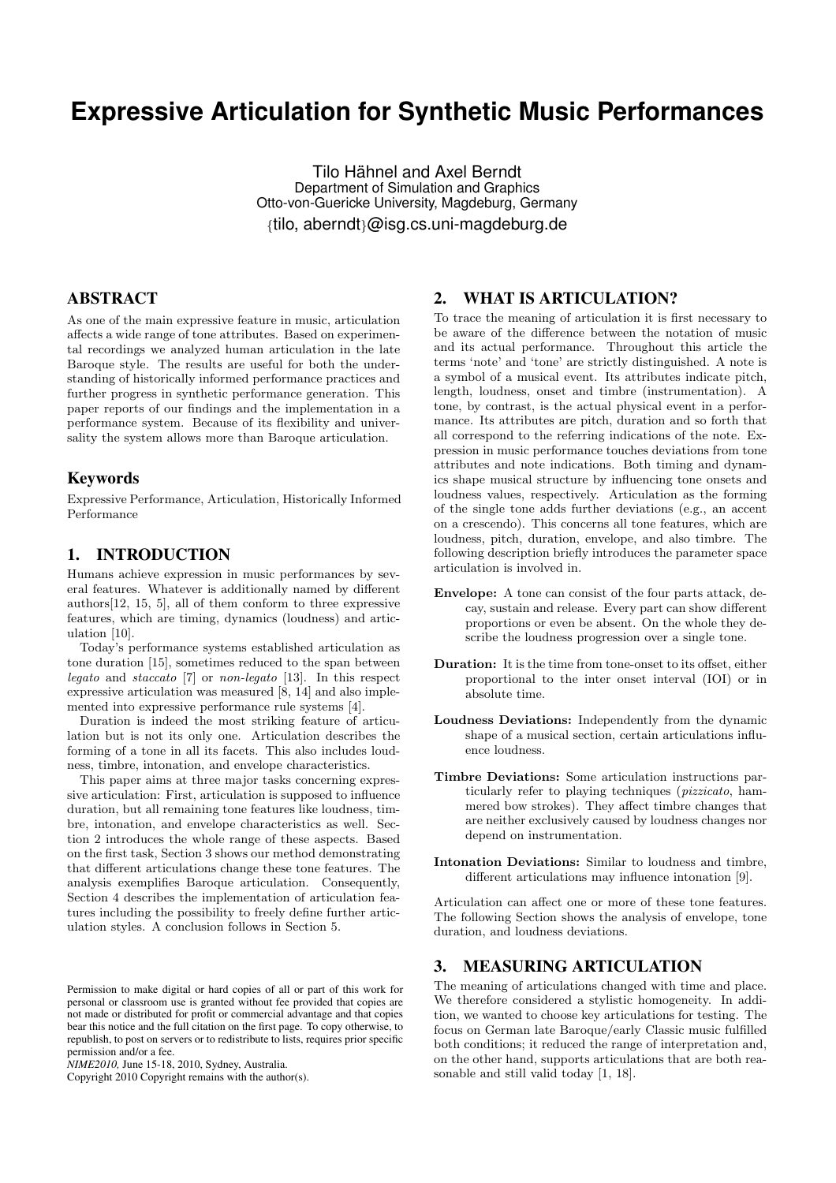# Expressive Articulation for Synthetic Music Performances

Tilo Hähnel and Axel Berndt
Department of Simulation and Graphics
Otto-von-Guericke University, Magdeburg, Germany
{tilo, aberndt}@isg.cs.uni-magdeburg.de

## ABSTRACT

As one of the main expressive feature in music, articulation affects a wide range of tone attributes. Based on experimental recordings we analyzed human articulation in the late Baroque style. The results are useful for both the understanding of historically informed performance practices and further progress in synthetic performance generation. This paper reports of our findings and the implementation in a performance system. Because of its flexibility and universality the system allows more than Baroque articulation.

### Keywords

Expressive Performance, Articulation, Historically Informed Performance

## 1. INTRODUCTION

Humans achieve expression in music performances by several features. Whatever is additionally named by different authors[12, 15, 5], all of them conform to three expressive features, which are timing, dynamics (loudness) and articulation [10].

Today's performance systems established articulation as tone duration [15], sometimes reduced to the span between *legato* and *staccato* [7] or *non-legato* [13]. In this respect expressive articulation was measured [8, 14] and also implemented into expressive performance rule systems [4].

Duration is indeed the most striking feature of articulation but is not its only one. Articulation describes the forming of a tone in all its facets. This also includes loudness, timbre, intonation, and envelope characteristics.

This paper aims at three major tasks concerning expressive articulation: First, articulation is supposed to influence duration, but all remaining tone features like loudness, timbre, intonation, and envelope characteristics as well. Section 2 introduces the whole range of these aspects. Based on the first task, Section 3 shows our method demonstrating that different articulations change these tone features. The analysis exemplifies Baroque articulation. Consequently, Section 4 describes the implementation of articulation features including the possibility to freely define further articulation styles. A conclusion follows in Section 5.

Permission to make digital or hard copies of all or part of this work for personal or classroom use is granted without fee provided that copies are not made or distributed for profit or commercial advantage and that copies bear this notice and the full citation on the first page. To copy otherwise, to republish, to post on servers or to redistribute to lists, requires prior specific permission and/or a fee.
*NIME2010,* June 15-18, 2010, Sydney, Australia.
Copyright 2010 Copyright remains with the author(s).

## 2. WHAT IS ARTICULATION?

To trace the meaning of articulation it is first necessary to be aware of the difference between the notation of music and its actual performance. Throughout this article the terms 'note' and 'tone' are strictly distinguished. A note is a symbol of a musical event. Its attributes indicate pitch, length, loudness, onset and timbre (instrumentation). A tone, by contrast, is the actual physical event in a performance. Its attributes are pitch, duration and so forth that all correspond to the referring indications of the note. Expression in music performance touches deviations from tone attributes and note indications. Both timing and dynamics shape musical structure by influencing tone onsets and loudness values, respectively. Articulation as the forming of the single tone adds further deviations (e.g., an accent on a crescendo). This concerns all tone features, which are loudness, pitch, duration, envelope, and also timbre. The following description briefly introduces the parameter space articulation is involved in.

- **Envelope:** A tone can consist of the four parts attack, decay, sustain and release. Every part can show different proportions or even be absent. On the whole they describe the loudness progression over a single tone.
- **Duration:** It is the time from tone-onset to its offset, either proportional to the inter onset interval (IOI) or in absolute time.
- **Loudness Deviations:** Independently from the dynamic shape of a musical section, certain articulations influence loudness.
- **Timbre Deviations:** Some articulation instructions particularly refer to playing techniques (*pizzicato*, hammered bow strokes). They affect timbre changes that are neither exclusively caused by loudness changes nor depend on instrumentation.
- **Intonation Deviations:** Similar to loudness and timbre, different articulations may influence intonation [9].

Articulation can affect one or more of these tone features. The following Section shows the analysis of envelope, tone duration, and loudness deviations.

## 3. MEASURING ARTICULATION

The meaning of articulations changed with time and place. We therefore considered a stylistic homogeneity. In addition, we wanted to choose key articulations for testing. The focus on German late Baroque/early Classic music fulfilled both conditions; it reduced the range of interpretation and, on the other hand, supports articulations that are both reasonable and still valid today [1, 18].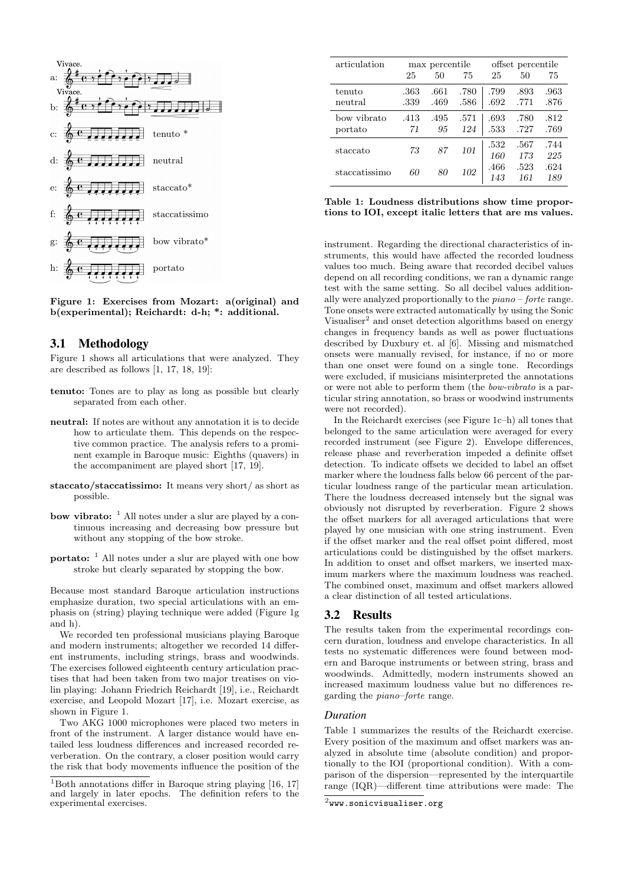Figure 1: Exercises from Mozart: a(original) and b(experimental); Reichardt: d-h; *: additional.

## 3.1 Methodology

Figure 1 shows all articulations that were analyzed. They are described as follows [1, 17, 18, 19]:

- **tenuto:** Tones are to play as long as possible but clearly separated from each other.
- **neutral:** If notes are without any annotation it is to decide how to articulate them. This depends on the respective common practice. The analysis refers to a prominent example in Baroque music: Eighths (quavers) in the accompaniment are played short [17, 19].
- **staccato/staccatissimo:** It means very short/ as short as possible.
- **bow vibrato:** [1] All notes under a slur are played by a continuous increasing and decreasing bow pressure but without any stopping of the bow stroke.
- **portato:** [1] All notes under a slur are played with one bow stroke but clearly separated by stopping the bow.

Because most standard Baroque articulation instructions emphasize duration, two special articulations with an emphasis on (string) playing technique were added (Figure 1g and h).

We recorded ten professional musicians playing Baroque and modern instruments; altogether we recorded 14 different instruments, including strings, brass and woodwinds. The exercises followed eighteenth century articulation practises that had been taken from two major treatises on violin playing: Johann Friedrich Reichardt [19], i.e., Reichardt exercise, and Leopold Mozart [17], i.e. Mozart exercise, as shown in Figure 1.

Two AKG 1000 microphones were placed two meters in front of the instrument. A larger distance would have entailed less loudness differences and increased recorded reverberation. On the contrary, a closer position would carry the risk that body movements influence the position of the instrument. Regarding the directional characteristics of instruments, this would have affected the recorded loudness values too much. Being aware that recorded decibel values depend on all recording conditions, we ran a dynamic range test with the same setting. So all decibel values additionally were analyzed proportionally to the *piano – forte* range. Tone onsets were extracted automatically by using the Sonic Visualiser[2] and onset detection algorithms based on energy changes in frequency bands as well as power fluctuations described by Duxbury et. al [6]. Missing and mismatched onsets were manually revised, for instance, if no or more than one onset were found on a single tone. Recordings were excluded, if musicians misinterpreted the annotations or were not able to perform them (the *bow-vibrato* is a particular string annotation, so brass or woodwind instruments were not recorded).

In the Reichardt exercises (see Figure 1c–h) all tones that belonged to the same articulation were averaged for every recorded instrument (see Figure 2). Envelope differences, release phase and reverberation impeded a definite offset detection. To indicate offsets we decided to label an offset marker where the loudness falls below 66 percent of the particular loudness range of the particular mean articulation. There the loudness decreased intensely but the signal was obviously not disrupted by reverberation. Figure 2 shows the offset markers for all averaged articulations that were played by one musician with one string instrument. Even if the offset marker and the real offset point differed, most articulations could be distinguished by the offset markers. In addition to onset and offset markers, we inserted maximum markers where the maximum loudness was reached. The combined onset, maximum and offset markers allowed a clear distinction of all tested articulations.

| articulation | max percentile | | | offset percentile | | |
|---|---|---|---|---|---|---|
| | 25 | 50 | 75 | 25 | 50 | 75 |
| tenuto | .363 | .661 | .780 | .799 | .893 | .963 |
| neutral | .339 | .469 | .586 | .692 | .771 | .876 |
| bow vibrato | .413 | .495 | .571 | .693 | .780 | .812 |
| portato | *71* | *95* | *124* | .533 | .727 | .769 |
| staccato | *73* | *87* | *101* | .532 / *160* | .567 / *173* | .744 / *225* |
| staccatissimo | *60* | *80* | *102* | .466 / *143* | .523 / *161* | .624 / *189* |

Table 1: Loudness distributions show time proportions to IOI, except italic letters that are ms values.

## 3.2 Results

The results taken from the experimental recordings concern duration, loudness and envelope characteristics. In all tests no systematic differences were found between modern and Baroque instruments or between string, brass and woodwinds. Admittedly, modern instruments showed an increased maximum loudness value but no differences regarding the *piano–forte* range.

### *Duration*

Table 1 summarizes the results of the Reichardt exercise. Every position of the maximum and offset markers was analyzed in absolute time (absolute condition) and proportionally to the IOI (proportional condition). With a comparison of the dispersion—represented by the interquartile range (IQR)—different time attributions were made: The

[1] Both annotations differ in Baroque string playing [16, 17] and largely in later epochs. The definition refers to the experimental exercises.

[2] www.sonicvisualiser.org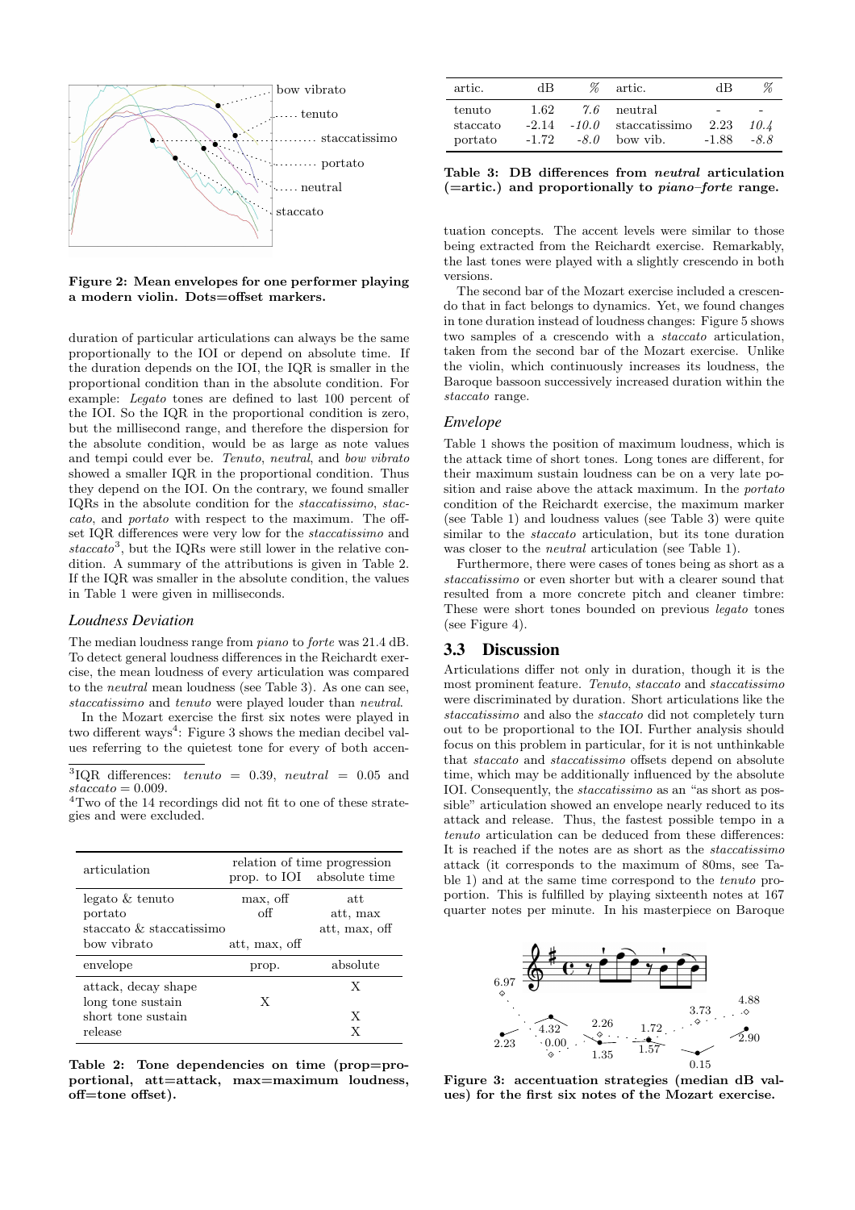Figure 2: Mean envelopes for one performer playing a modern violin. Dots=offset markers.

duration of particular articulations can always be the same proportionally to the IOI or depend on absolute time. If the duration depends on the IOI, the IQR is smaller in the proportional condition than in the absolute condition. For example: *Legato* tones are defined to last 100 percent of the IOI. So the IQR in the proportional condition is zero, but the millisecond range, and therefore the dispersion for the absolute condition, would be as large as note values and tempi could ever be. *Tenuto*, *neutral*, and *bow vibrato* showed a smaller IQR in the proportional condition. Thus they depend on the IOI. On the contrary, we found smaller IQRs in the absolute condition for the *staccatissimo*, *staccato*, and *portato* with respect to the maximum. The offset IQR differences were very low for the *staccatissimo* and *staccato*[3], but the IQRs were still lower in the relative condition. A summary of the attributions is given in Table 2. If the IQR was smaller in the absolute condition, the values in Table 1 were given in milliseconds.

### Loudness Deviation

The median loudness range from *piano* to *forte* was 21.4 dB. To detect general loudness differences in the Reichardt exercise, the mean loudness of every articulation was compared to the *neutral* mean loudness (see Table 3). As one can see, *staccatissimo* and *tenuto* were played louder than *neutral*.

In the Mozart exercise the first six notes were played in two different ways[4]: Figure 3 shows the median decibel values referring to the quietest tone for every of both accentuation concepts. The accent levels were similar to those being extracted from the Reichardt exercise. Remarkably, the last tones were played with a slightly crescendo in both versions.

The second bar of the Mozart exercise included a crescendo that in fact belongs to dynamics. Yet, we found changes in tone duration instead of loudness changes: Figure 5 shows two samples of a crescendo with a *staccato* articulation, taken from the second bar of the Mozart exercise. Unlike the violin, which continuously increases its loudness, the Baroque bassoon successively increased duration within the *staccato* range.

[3] IQR differences: *tenuto* = 0.39, *neutral* = 0.05 and *staccato* = 0.009.

[4] Two of the 14 recordings did not fit to one of these strategies and were excluded.

| articulation | relation of time progression | |
|---|---|---|
| | prop. to IOI | absolute time |
| legato & tenuto | max, off | att |
| portato | off | att, max |
| staccato & staccatissimo | | att, max, off |
| bow vibrato | att, max, off | |
| **envelope** | **prop.** | **absolute** |
| attack, decay shape | | X |
| long tone sustain | X | |
| short tone sustain | | X |
| release | | X |

Table 2: Tone dependencies on time (prop=proportional, att=attack, max=maximum loudness, off=tone offset).

| artic. | dB | % | artic. | dB | % |
|---|---|---|---|---|---|
| tenuto | 1.62 | *7.6* | neutral | - | - |
| staccato | -2.14 | *-10.0* | staccatissimo | 2.23 | *10.4* |
| portato | -1.72 | *-8.0* | bow vib. | -1.88 | *-8.8* |

Table 3: DB differences from *neutral* articulation (=artic.) and proportionally to *piano*–*forte* range.

### Envelope

Table 1 shows the position of maximum loudness, which is the attack time of short tones. Long tones are different, for their maximum sustain loudness can be on a very late position and raise above the attack maximum. In the *portato* condition of the Reichardt exercise, the maximum marker (see Table 1) and loudness values (see Table 3) were quite similar to the *staccato* articulation, but its tone duration was closer to the *neutral* articulation (see Table 1).

Furthermore, there were cases of tones being as short as a *staccatissimo* or even shorter but with a clearer sound that resulted from a more concrete pitch and cleaner timbre: These were short tones bounded on previous *legato* tones (see Figure 4).

## 3.3 Discussion

Articulations differ not only in duration, though it is the most prominent feature. *Tenuto*, *staccato* and *staccatissimo* were discriminated by duration. Short articulations like the *staccatissimo* and also the *staccato* did not completely turn out to be proportional to the IOI. Further analysis should focus on this problem in particular, for it is not unthinkable that *staccato* and *staccatissimo* offsets depend on absolute time, which may be additionally influenced by the absolute IOI. Consequently, the *staccatissimo* as an "as short as possible" articulation showed an envelope nearly reduced to its attack and release. Thus, the fastest possible tempo in a *tenuto* articulation can be deduced from these differences: It is reached if the notes are as short as the *staccatissimo* attack (it corresponds to the maximum of 80ms, see Table 1) and at the same time correspond to the *tenuto* proportion. This is fulfilled by playing sixteenth notes at 167 quarter notes per minute. In his masterpiece on Baroque

Figure 3: accentuation strategies (median dB values) for the first six notes of the Mozart exercise.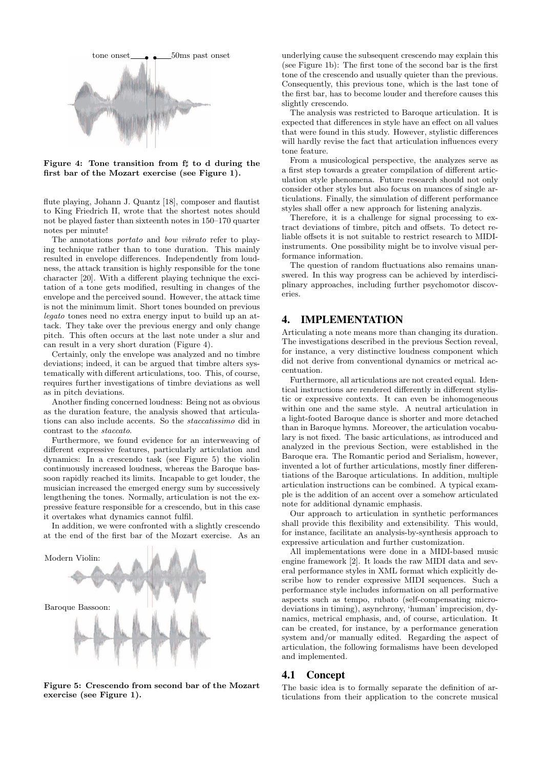Figure 4: Tone transition from f♯ to d during the first bar of the Mozart exercise (see Figure 1).

flute playing, Johann J. Quantz [18], composer and flautist to King Friedrich II, wrote that the shortest notes should not be played faster than sixteenth notes in 150–170 quarter notes per minute!

The annotations *portato* and *bow vibrato* refer to playing technique rather than to tone duration. This mainly resulted in envelope differences. Independently from loudness, the attack transition is highly responsible for the tone character [20]. With a different playing technique the excitation of a tone gets modified, resulting in changes of the envelope and the perceived sound. However, the attack time is not the minimum limit. Short tones bounded on previous *legato* tones need no extra energy input to build up an attack. They take over the previous energy and only change pitch. This often occurs at the last note under a slur and can result in a very short duration (Figure 4).

Certainly, only the envelope was analyzed and no timbre deviations; indeed, it can be argued that timbre alters systematically with different articulations, too. This, of course, requires further investigations of timbre deviations as well as in pitch deviations.

Another finding concerned loudness: Being not as obvious as the duration feature, the analysis showed that articulations can also include accents. So the *staccatissimo* did in contrast to the *staccato*.

Furthermore, we found evidence for an interweaving of different expressive features, particularly articulation and dynamics: In a crescendo task (see Figure 5) the violin continuously increased loudness, whereas the Baroque bassoon rapidly reached its limits. Incapable to get louder, the musician increased the emerged energy sum by successively lengthening the tones. Normally, articulation is not the expressive feature responsible for a crescendo, but in this case it overtakes what dynamics cannot fulfil.

In addition, we were confronted with a slightly crescendo at the end of the first bar of the Mozart exercise. As an

Figure 5: Crescendo from second bar of the Mozart exercise (see Figure 1).

underlying cause the subsequent crescendo may explain this (see Figure 1b): The first tone of the second bar is the first tone of the crescendo and usually quieter than the previous. Consequently, this previous tone, which is the last tone of the first bar, has to become louder and therefore causes this slightly crescendo.

The analysis was restricted to Baroque articulation. It is expected that differences in style have an effect on all values that were found in this study. However, stylistic differences will hardly revise the fact that articulation influences every tone feature.

From a musicological perspective, the analyzes serve as a first step towards a greater compilation of different articulation style phenomena. Future research should not only consider other styles but also focus on nuances of single articulations. Finally, the simulation of different performance styles shall offer a new approach for listening analyzis.

Therefore, it is a challenge for signal processing to extract deviations of timbre, pitch and offsets. To detect reliable offsets it is not suitable to restrict research to MIDI-instruments. One possibility might be to involve visual performance information.

The question of random fluctuations also remains unanswered. In this way progress can be achieved by interdisciplinary approaches, including further psychomotor discoveries.

## 4. IMPLEMENTATION

Articulating a note means more than changing its duration. The investigations described in the previous Section reveal, for instance, a very distinctive loudness component which did not derive from conventional dynamics or metrical accentuation.

Furthermore, all articulations are not created equal. Identical instructions are rendered differently in different stylistic or expressive contexts. It can even be inhomogeneous within one and the same style. A neutral articulation in a light-footed Baroque dance is shorter and more detached than in Baroque hymns. Moreover, the articulation vocabulary is not fixed. The basic articulations, as introduced and analyzed in the previous Section, were established in the Baroque era. The Romantic period and Serialism, however, invented a lot of further articulations, mostly finer differentiations of the Baroque articulations. In addition, multiple articulation instructions can be combined. A typical example is the addition of an accent over a somehow articulated note for additional dynamic emphasis.

Our approach to articulation in synthetic performances shall provide this flexibility and extensibility. This would, for instance, facilitate an analysis-by-synthesis approach to expressive articulation and further customization.

All implementations were done in a MIDI-based music engine framework [2]. It loads the raw MIDI data and several performance styles in XML format which explicitly describe how to render expressive MIDI sequences. Such a performance style includes information on all performative aspects such as tempo, rubato (self-compensating micro-deviations in timing), asynchrony, 'human' imprecision, dynamics, metrical emphasis, and, of course, articulation. It can be created, for instance, by a performance generation system and/or manually edited. Regarding the aspect of articulation, the following formalisms have been developed and implemented.

### 4.1 Concept

The basic idea is to formally separate the definition of articulations from their application to the concrete musical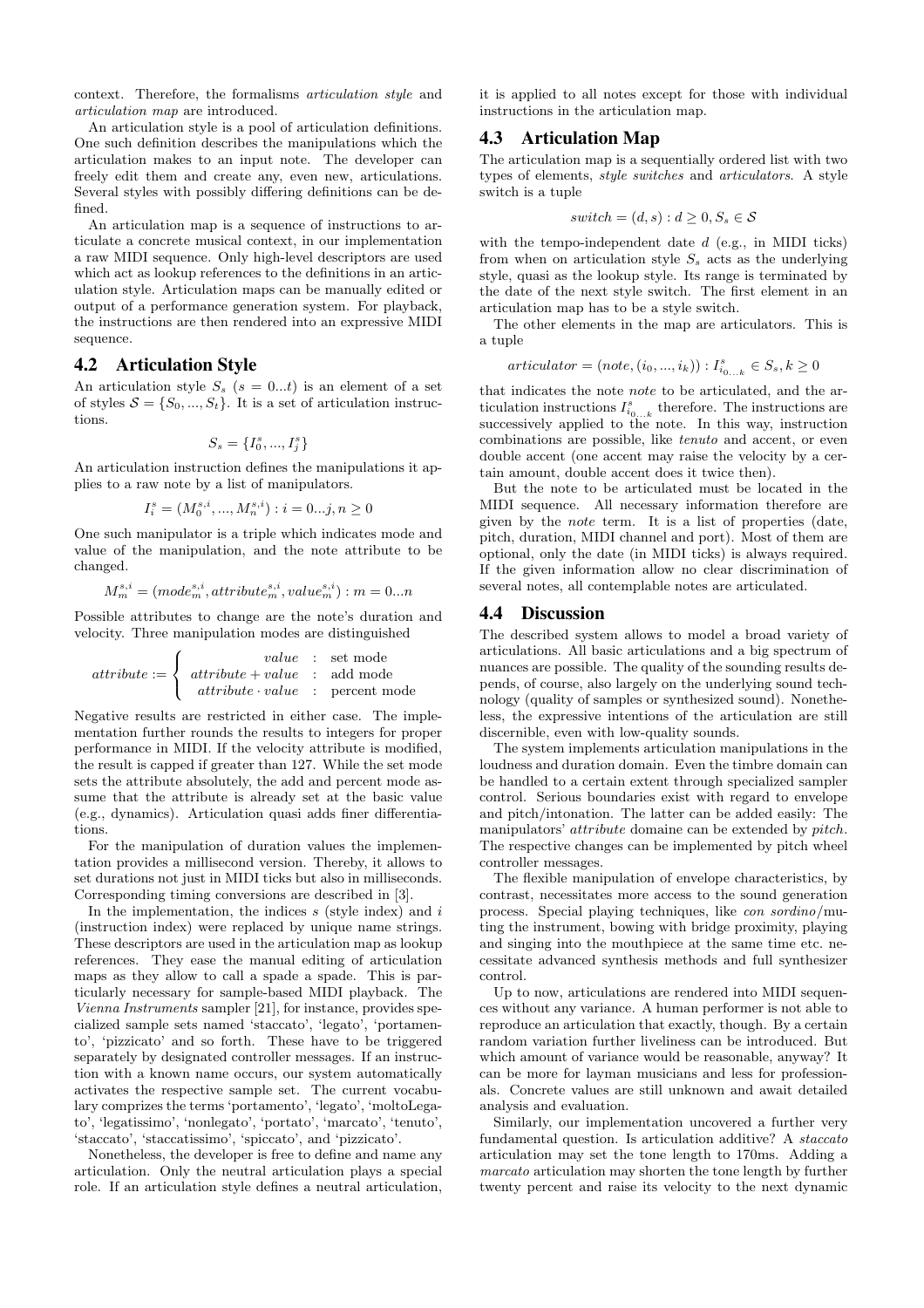context. Therefore, the formalisms *articulation style* and *articulation map* are introduced.

An articulation style is a pool of articulation definitions. One such definition describes the manipulations which the articulation makes to an input note. The developer can freely edit them and create any, even new, articulations. Several styles with possibly differing definitions can be defined.

An articulation map is a sequence of instructions to articulate a concrete musical context, in our implementation a raw MIDI sequence. Only high-level descriptors are used which act as lookup references to the definitions in an articulation style. Articulation maps can be manually edited or output of a performance generation system. For playback, the instructions are then rendered into an expressive MIDI sequence.

## 4.2 Articulation Style

An articulation style $S_s$ ($s = 0...t$) is an element of a set of styles $\mathcal{S} = \{S_0, ..., S_t\}$. It is a set of articulation instructions.

$$S_s = \{I_0^s, ..., I_j^s\}$$

An articulation instruction defines the manipulations it applies to a raw note by a list of manipulators.

$$I_i^s = (M_0^{s,i}, ..., M_n^{s,i}) : i = 0...j, n \geq 0$$

One such manipulator is a triple which indicates mode and value of the manipulation, and the note attribute to be changed.

$$M_m^{s,i} = (mode_m^{s,i}, attribute_m^{s,i}, value_m^{s,i}) : m = 0...n$$

Possible attributes to change are the note's duration and velocity. Three manipulation modes are distinguished

$$attribute := \begin{cases} value & : \text{ set mode} \\ attribute + value & : \text{ add mode} \\ attribute \cdot value & : \text{ percent mode} \end{cases}$$

Negative results are restricted in either case. The implementation further rounds the results to integers for proper performance in MIDI. If the velocity attribute is modified, the result is capped if greater than 127. While the set mode sets the attribute absolutely, the add and percent mode assume that the attribute is already set at the basic value (e.g., dynamics). Articulation quasi adds finer differentiations.

For the manipulation of duration values the implementation provides a millisecond version. Thereby, it allows to set durations not just in MIDI ticks but also in milliseconds. Corresponding timing conversions are described in [3].

In the implementation, the indices $s$ (style index) and $i$ (instruction index) were replaced by unique name strings. These descriptors are used in the articulation map as lookup references. They ease the manual editing of articulation maps as they allow to call a spade a spade. This is particularly necessary for sample-based MIDI playback. The *Vienna Instruments* sampler [21], for instance, provides specialized sample sets named 'staccato', 'legato', 'portamento', 'pizzicato' and so forth. These have to be triggered separately by designated controller messages. If an instruction with a known name occurs, our system automatically activates the respective sample set. The current vocabulary comprizes the terms 'portamento', 'legato', 'moltoLegato', 'legatissimo', 'nonlegato', 'portato', 'marcato', 'tenuto', 'staccato', 'staccatissimo', 'spiccato', and 'pizzicato'.

Nonetheless, the developer is free to define and name any articulation. Only the neutral articulation plays a special role. If an articulation style defines a neutral articulation, it is applied to all notes except for those with individual instructions in the articulation map.

## 4.3 Articulation Map

The articulation map is a sequentially ordered list with two types of elements, *style switches* and *articulators*. A style switch is a tuple

$$switch = (d, s) : d \geq 0, S_s \in \mathcal{S}$$

with the tempo-independent date $d$ (e.g., in MIDI ticks) from when on articulation style $S_s$ acts as the underlying style, quasi as the lookup style. Its range is terminated by the date of the next style switch. The first element in an articulation map has to be a style switch.

The other elements in the map are articulators. This is a tuple

$$articulator = (note, (i_0, ..., i_k)) : I_{i_{0...k}}^s \in S_s, k \geq 0$$

that indicates the note *note* to be articulated, and the articulation instructions $I_{i_{0...k}}^s$ therefore. The instructions are successively applied to the note. In this way, instruction combinations are possible, like *tenuto* and accent, or even double accent (one accent may raise the velocity by a certain amount, double accent does it twice then).

But the note to be articulated must be located in the MIDI sequence. All necessary information therefore are given by the *note* term. It is a list of properties (date, pitch, duration, MIDI channel and port). Most of them are optional, only the date (in MIDI ticks) is always required. If the given information allow no clear discrimination of several notes, all contemplable notes are articulated.

## 4.4 Discussion

The described system allows to model a broad variety of articulations. All basic articulations and a big spectrum of nuances are possible. The quality of the sounding results depends, of course, also largely on the underlying sound technology (quality of samples or synthesized sound). Nonetheless, the expressive intentions of the articulation are still discernible, even with low-quality sounds.

The system implements articulation manipulations in the loudness and duration domain. Even the timbre domain can be handled to a certain extent through specialized sampler control. Serious boundaries exist with regard to envelope and pitch/intonation. The latter can be added easily: The manipulators' *attribute* domaine can be extended by *pitch*. The respective changes can be implemented by pitch wheel controller messages.

The flexible manipulation of envelope characteristics, by contrast, necessitates more access to the sound generation process. Special playing techniques, like *con sordino*/muting the instrument, bowing with bridge proximity, playing and singing into the mouthpiece at the same time etc. necessitate advanced synthesis methods and full synthesizer control.

Up to now, articulations are rendered into MIDI sequences without any variance. A human performer is not able to reproduce an articulation that exactly, though. By a certain random variation further liveliness can be introduced. But which amount of variance would be reasonable, anyway? It can be more for layman musicians and less for professionals. Concrete values are still unknown and await detailed analysis and evaluation.

Similarly, our implementation uncovered a further very fundamental question. Is articulation additive? A *staccato* articulation may set the tone length to 170ms. Adding a *marcato* articulation may shorten the tone length by further twenty percent and raise its velocity to the next dynamic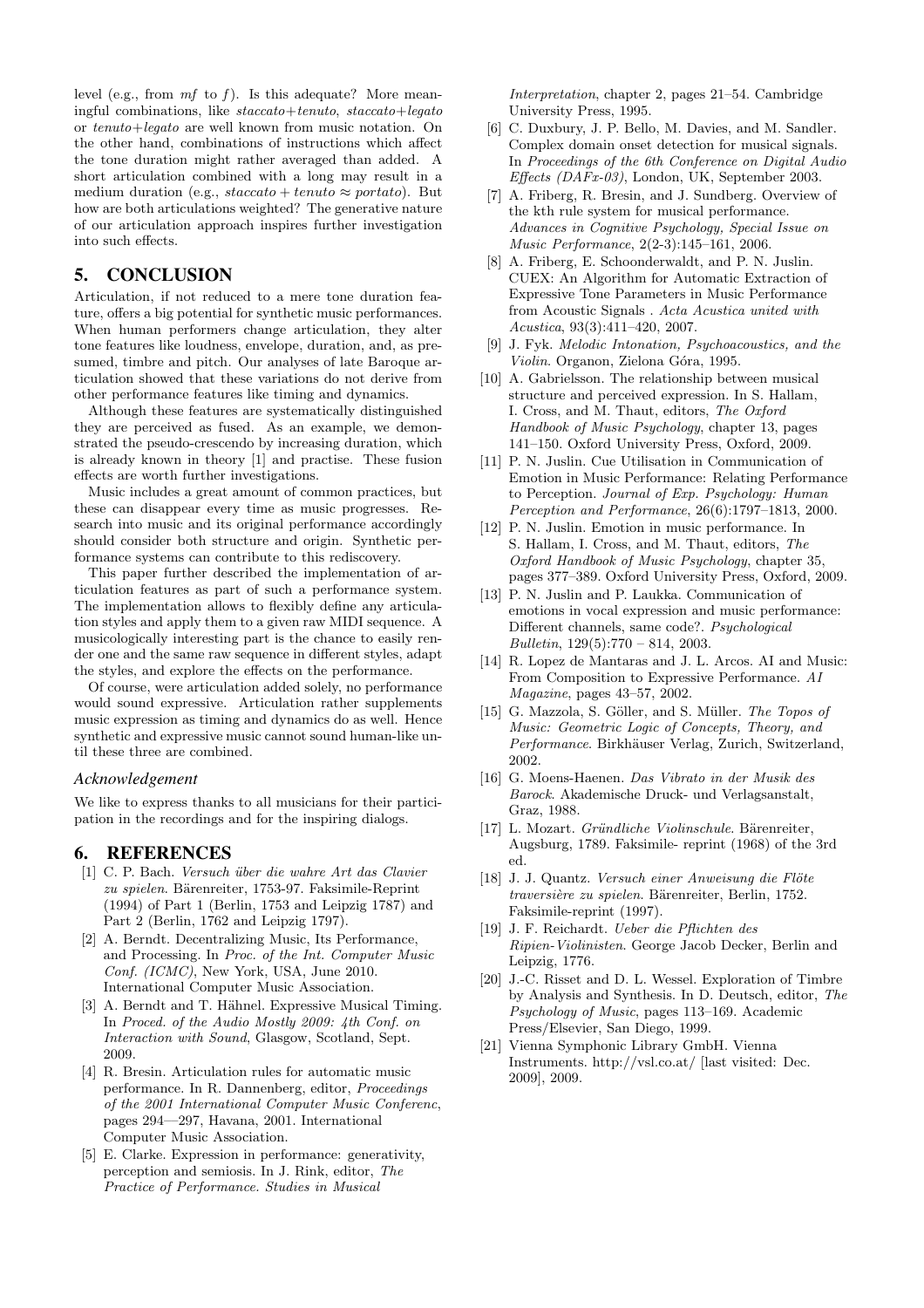level (e.g., from *mf* to *f*). Is this adequate? More meaningful combinations, like *staccato+tenuto*, *staccato+legato* or *tenuto+legato* are well known from music notation. On the other hand, combinations of instructions which affect the tone duration might rather averaged than added. A short articulation combined with a long may result in a medium duration (e.g., $staccato + tenuto \approx portato$). But how are both articulations weighted? The generative nature of our articulation approach inspires further investigation into such effects.

## 5. CONCLUSION

Articulation, if not reduced to a mere tone duration feature, offers a big potential for synthetic music performances. When human performers change articulation, they alter tone features like loudness, envelope, duration, and, as presumed, timbre and pitch. Our analyses of late Baroque articulation showed that these variations do not derive from other performance features like timing and dynamics.

Although these features are systematically distinguished they are perceived as fused. As an example, we demonstrated the pseudo-crescendo by increasing duration, which is already known in theory [1] and practise. These fusion effects are worth further investigations.

Music includes a great amount of common practices, but these can disappear every time as music progresses. Research into music and its original performance accordingly should consider both structure and origin. Synthetic performance systems can contribute to this rediscovery.

This paper further described the implementation of articulation features as part of such a performance system. The implementation allows to flexibly define any articulation styles and apply them to a given raw MIDI sequence. A musicologically interesting part is the chance to easily render one and the same raw sequence in different styles, adapt the styles, and explore the effects on the performance.

Of course, were articulation added solely, no performance would sound expressive. Articulation rather supplements music expression as timing and dynamics do as well. Hence synthetic and expressive music cannot sound human-like until these three are combined.

### *Acknowledgement*

We like to express thanks to all musicians for their participation in the recordings and for the inspiring dialogs.

## 6. REFERENCES

[1] C. P. Bach. *Versuch über die wahre Art das Clavier zu spielen*. Bärenreiter, 1753-97. Faksimile-Reprint (1994) of Part 1 (Berlin, 1753 and Leipzig 1787) and Part 2 (Berlin, 1762 and Leipzig 1797).

[2] A. Berndt. Decentralizing Music, Its Performance, and Processing. In *Proc. of the Int. Computer Music Conf. (ICMC)*, New York, USA, June 2010. International Computer Music Association.

[3] A. Berndt and T. Hähnel. Expressive Musical Timing. In *Proced. of the Audio Mostly 2009: 4th Conf. on Interaction with Sound*, Glasgow, Scotland, Sept. 2009.

[4] R. Bresin. Articulation rules for automatic music performance. In R. Dannenberg, editor, *Proceedings of the 2001 International Computer Music Conferenc*, pages 294—297, Havana, 2001. International Computer Music Association.

[5] E. Clarke. Expression in performance: generativity, perception and semiosis. In J. Rink, editor, *The Practice of Performance. Studies in Musical Interpretation*, chapter 2, pages 21–54. Cambridge University Press, 1995.

[6] C. Duxbury, J. P. Bello, M. Davies, and M. Sandler. Complex domain onset detection for musical signals. In *Proceedings of the 6th Conference on Digital Audio Effects (DAFx-03)*, London, UK, September 2003.

[7] A. Friberg, R. Bresin, and J. Sundberg. Overview of the kth rule system for musical performance. *Advances in Cognitive Psychology, Special Issue on Music Performance*, 2(2-3):145–161, 2006.

[8] A. Friberg, E. Schoonderwaldt, and P. N. Juslin. CUEX: An Algorithm for Automatic Extraction of Expressive Tone Parameters in Music Performance from Acoustic Signals . *Acta Acustica united with Acustica*, 93(3):411–420, 2007.

[9] J. Fyk. *Melodic Intonation, Psychoacoustics, and the Violin*. Organon, Zielona Góra, 1995.

[10] A. Gabrielsson. The relationship between musical structure and perceived expression. In S. Hallam, I. Cross, and M. Thaut, editors, *The Oxford Handbook of Music Psychology*, chapter 13, pages 141–150. Oxford University Press, Oxford, 2009.

[11] P. N. Juslin. Cue Utilisation in Communication of Emotion in Music Performance: Relating Performance to Perception. *Journal of Exp. Psychology: Human Perception and Performance*, 26(6):1797–1813, 2000.

[12] P. N. Juslin. Emotion in music performance. In S. Hallam, I. Cross, and M. Thaut, editors, *The Oxford Handbook of Music Psychology*, chapter 35, pages 377–389. Oxford University Press, Oxford, 2009.

[13] P. N. Juslin and P. Laukka. Communication of emotions in vocal expression and music performance: Different channels, same code?. *Psychological Bulletin*, 129(5):770 – 814, 2003.

[14] R. Lopez de Mantaras and J. L. Arcos. AI and Music: From Composition to Expressive Performance. *AI Magazine*, pages 43–57, 2002.

[15] G. Mazzola, S. Göller, and S. Müller. *The Topos of Music: Geometric Logic of Concepts, Theory, and Performance*. Birkhäuser Verlag, Zurich, Switzerland, 2002.

[16] G. Moens-Haenen. *Das Vibrato in der Musik des Barock*. Akademische Druck- und Verlagsanstalt, Graz, 1988.

[17] L. Mozart. *Gründliche Violinschule*. Bärenreiter, Augsburg, 1789. Faksimile- reprint (1968) of the 3rd ed.

[18] J. J. Quantz. *Versuch einer Anweisung die Flöte traversière zu spielen*. Bärenreiter, Berlin, 1752. Faksimile-reprint (1997).

[19] J. F. Reichardt. *Ueber die Pflichten des Ripien-Violinisten*. George Jacob Decker, Berlin and Leipzig, 1776.

[20] J.-C. Risset and D. L. Wessel. Exploration of Timbre by Analysis and Synthesis. In D. Deutsch, editor, *The Psychology of Music*, pages 113–169. Academic Press/Elsevier, San Diego, 1999.

[21] Vienna Symphonic Library GmbH. Vienna Instruments. http://vsl.co.at/ [last visited: Dec. 2009], 2009.